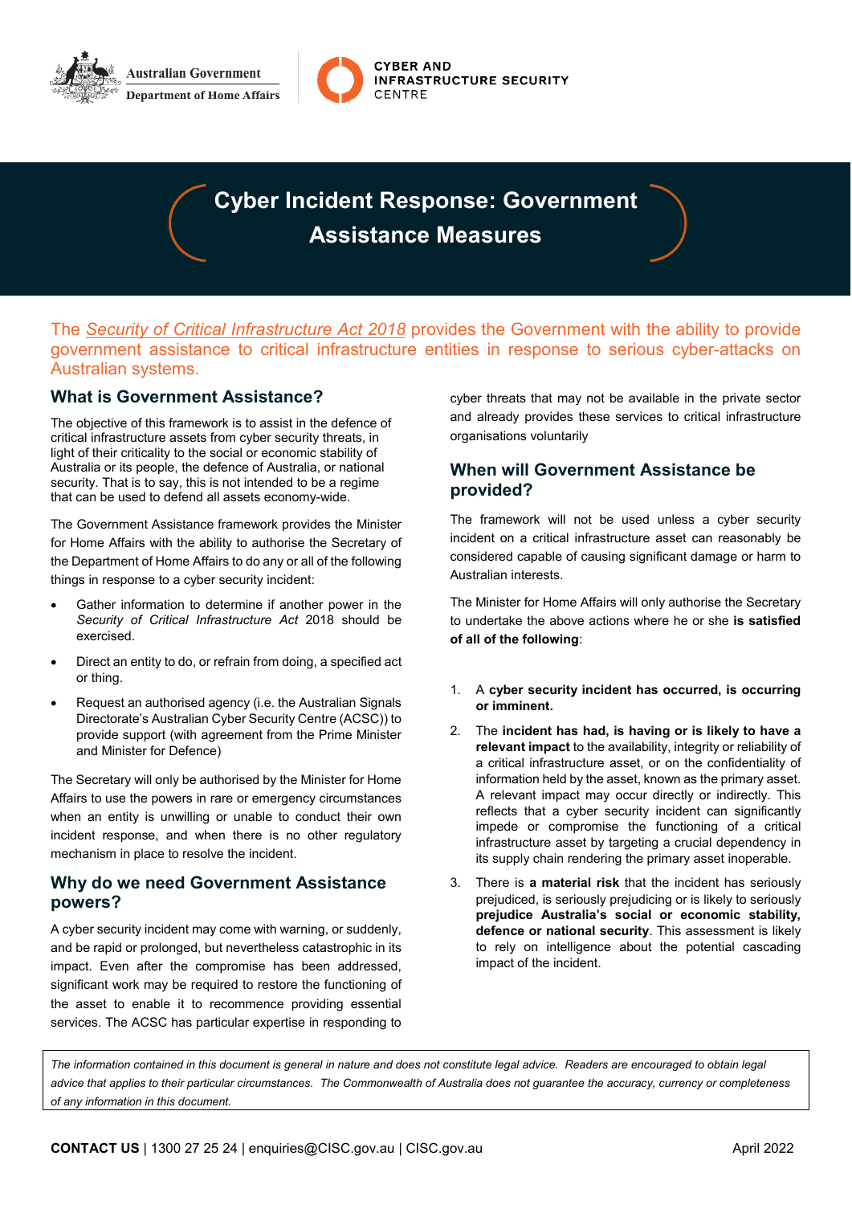Australian Government

Department of Home Affairs

CYBER AND INFRASTRUCTURE SECURITY CENTRE

# Cyber Incident Response: Government Assistance Measures

The *Security of Critical Infrastructure Act 2018* provides the Government with the ability to provide government assistance to critical infrastructure entities in response to serious cyber-attacks on Australian systems.

## What is Government Assistance?

The objective of this framework is to assist in the defence of critical infrastructure assets from cyber security threats, in light of their criticality to the social or economic stability of Australia or its people, the defence of Australia, or national security. That is to say, this is not intended to be a regime that can be used to defend all assets economy-wide.

The Government Assistance framework provides the Minister for Home Affairs with the ability to authorise the Secretary of the Department of Home Affairs to do any or all of the following things in response to a cyber security incident:

- Gather information to determine if another power in the *Security of Critical Infrastructure Act* 2018 should be exercised.
- Direct an entity to do, or refrain from doing, a specified act or thing.
- Request an authorised agency (i.e. the Australian Signals Directorate's Australian Cyber Security Centre (ACSC)) to provide support (with agreement from the Prime Minister and Minister for Defence)

The Secretary will only be authorised by the Minister for Home Affairs to use the powers in rare or emergency circumstances when an entity is unwilling or unable to conduct their own incident response, and when there is no other regulatory mechanism in place to resolve the incident.

## Why do we need Government Assistance powers?

A cyber security incident may come with warning, or suddenly, and be rapid or prolonged, but nevertheless catastrophic in its impact. Even after the compromise has been addressed, significant work may be required to restore the functioning of the asset to enable it to recommence providing essential services. The ACSC has particular expertise in responding to cyber threats that may not be available in the private sector and already provides these services to critical infrastructure organisations voluntarily

## When will Government Assistance be provided?

The framework will not be used unless a cyber security incident on a critical infrastructure asset can reasonably be considered capable of causing significant damage or harm to Australian interests.

The Minister for Home Affairs will only authorise the Secretary to undertake the above actions where he or she **is satisfied of all of the following**:

1. A **cyber security incident has occurred, is occurring or imminent.**
2. The **incident has had, is having or is likely to have a relevant impact** to the availability, integrity or reliability of a critical infrastructure asset, or on the confidentiality of information held by the asset, known as the primary asset. A relevant impact may occur directly or indirectly. This reflects that a cyber security incident can significantly impede or compromise the functioning of a critical infrastructure asset by targeting a crucial dependency in its supply chain rendering the primary asset inoperable.
3. There is **a material risk** that the incident has seriously prejudiced, is seriously prejudicing or is likely to seriously **prejudice Australia's social or economic stability, defence or national security**. This assessment is likely to rely on intelligence about the potential cascading impact of the incident.

*The information contained in this document is general in nature and does not constitute legal advice. Readers are encouraged to obtain legal advice that applies to their particular circumstances. The Commonwealth of Australia does not guarantee the accuracy, currency or completeness of any information in this document.*

**CONTACT US** | 1300 27 25 24 | enquiries@CISC.gov.au | CISC.gov.au

April 2022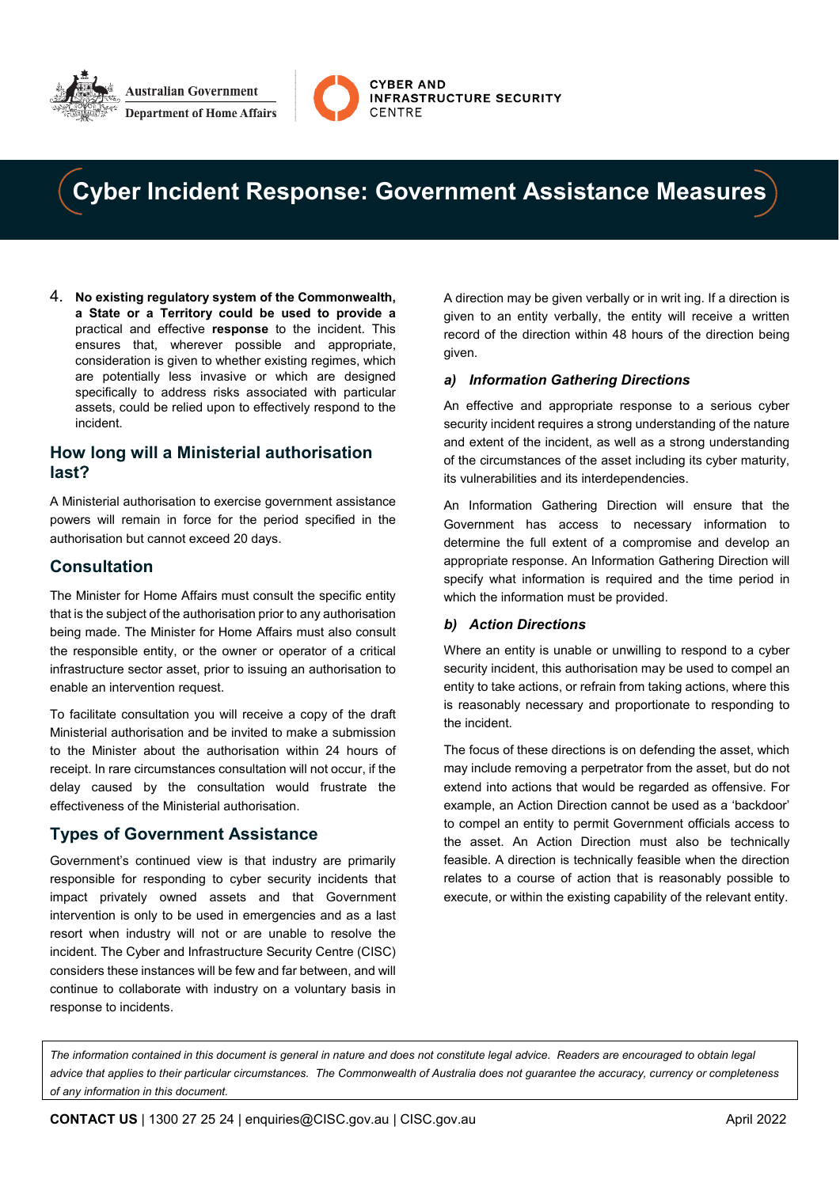# Cyber Incident Response: Government Assistance Measures

4. **No existing regulatory system of the Commonwealth, a State or a Territory could be used to provide a** practical and effective **response** to the incident. This ensures that, wherever possible and appropriate, consideration is given to whether existing regimes, which are potentially less invasive or which are designed specifically to address risks associated with particular assets, could be relied upon to effectively respond to the incident.

## How long will a Ministerial authorisation last?

A Ministerial authorisation to exercise government assistance powers will remain in force for the period specified in the authorisation but cannot exceed 20 days.

## Consultation

The Minister for Home Affairs must consult the specific entity that is the subject of the authorisation prior to any authorisation being made. The Minister for Home Affairs must also consult the responsible entity, or the owner or operator of a critical infrastructure sector asset, prior to issuing an authorisation to enable an intervention request.

To facilitate consultation you will receive a copy of the draft Ministerial authorisation and be invited to make a submission to the Minister about the authorisation within 24 hours of receipt. In rare circumstances consultation will not occur, if the delay caused by the consultation would frustrate the effectiveness of the Ministerial authorisation.

## Types of Government Assistance

Government's continued view is that industry are primarily responsible for responding to cyber security incidents that impact privately owned assets and that Government intervention is only to be used in emergencies and as a last resort when industry will not or are unable to resolve the incident. The Cyber and Infrastructure Security Centre (CISC) considers these instances will be few and far between, and will continue to collaborate with industry on a voluntary basis in response to incidents.

A direction may be given verbally or in writ ing. If a direction is given to an entity verbally, the entity will receive a written record of the direction within 48 hours of the direction being given.

### *a) Information Gathering Directions*

An effective and appropriate response to a serious cyber security incident requires a strong understanding of the nature and extent of the incident, as well as a strong understanding of the circumstances of the asset including its cyber maturity, its vulnerabilities and its interdependencies.

An Information Gathering Direction will ensure that the Government has access to necessary information to determine the full extent of a compromise and develop an appropriate response. An Information Gathering Direction will specify what information is required and the time period in which the information must be provided.

### *b) Action Directions*

Where an entity is unable or unwilling to respond to a cyber security incident, this authorisation may be used to compel an entity to take actions, or refrain from taking actions, where this is reasonably necessary and proportionate to responding to the incident.

The focus of these directions is on defending the asset, which may include removing a perpetrator from the asset, but do not extend into actions that would be regarded as offensive. For example, an Action Direction cannot be used as a 'backdoor' to compel an entity to permit Government officials access to the asset. An Action Direction must also be technically feasible. A direction is technically feasible when the direction relates to a course of action that is reasonably possible to execute, or within the existing capability of the relevant entity.

*The information contained in this document is general in nature and does not constitute legal advice. Readers are encouraged to obtain legal advice that applies to their particular circumstances. The Commonwealth of Australia does not guarantee the accuracy, currency or completeness of any information in this document.*

**CONTACT US** | 1300 27 25 24 | enquiries@CISC.gov.au | CISC.gov.au April 2022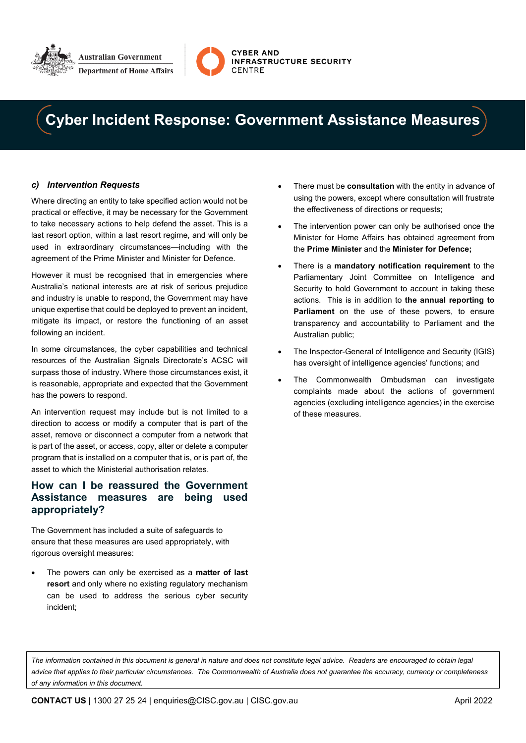# Cyber Incident Response: Government Assistance Measures

### *c) Intervention Requests*

Where directing an entity to take specified action would not be practical or effective, it may be necessary for the Government to take necessary actions to help defend the asset. This is a last resort option, within a last resort regime, and will only be used in extraordinary circumstances—including with the agreement of the Prime Minister and Minister for Defence.

However it must be recognised that in emergencies where Australia's national interests are at risk of serious prejudice and industry is unable to respond, the Government may have unique expertise that could be deployed to prevent an incident, mitigate its impact, or restore the functioning of an asset following an incident.

In some circumstances, the cyber capabilities and technical resources of the Australian Signals Directorate's ACSC will surpass those of industry. Where those circumstances exist, it is reasonable, appropriate and expected that the Government has the powers to respond.

An intervention request may include but is not limited to a direction to access or modify a computer that is part of the asset, remove or disconnect a computer from a network that is part of the asset, or access, copy, alter or delete a computer program that is installed on a computer that is, or is part of, the asset to which the Ministerial authorisation relates.

## How can I be reassured the Government Assistance measures are being used appropriately?

The Government has included a suite of safeguards to ensure that these measures are used appropriately, with rigorous oversight measures:

- The powers can only be exercised as a **matter of last resort** and only where no existing regulatory mechanism can be used to address the serious cyber security incident;
- There must be **consultation** with the entity in advance of using the powers, except where consultation will frustrate the effectiveness of directions or requests;
- The intervention power can only be authorised once the Minister for Home Affairs has obtained agreement from the **Prime Minister** and the **Minister for Defence;**
- There is a **mandatory notification requirement** to the Parliamentary Joint Committee on Intelligence and Security to hold Government to account in taking these actions. This is in addition to **the annual reporting to Parliament** on the use of these powers, to ensure transparency and accountability to Parliament and the Australian public;
- The Inspector-General of Intelligence and Security (IGIS) has oversight of intelligence agencies' functions; and
- The Commonwealth Ombudsman can investigate complaints made about the actions of government agencies (excluding intelligence agencies) in the exercise of these measures.

*The information contained in this document is general in nature and does not constitute legal advice. Readers are encouraged to obtain legal advice that applies to their particular circumstances. The Commonwealth of Australia does not guarantee the accuracy, currency or completeness of any information in this document.*

**CONTACT US** | 1300 27 25 24 | enquiries@CISC.gov.au | CISC.gov.au

April 2022